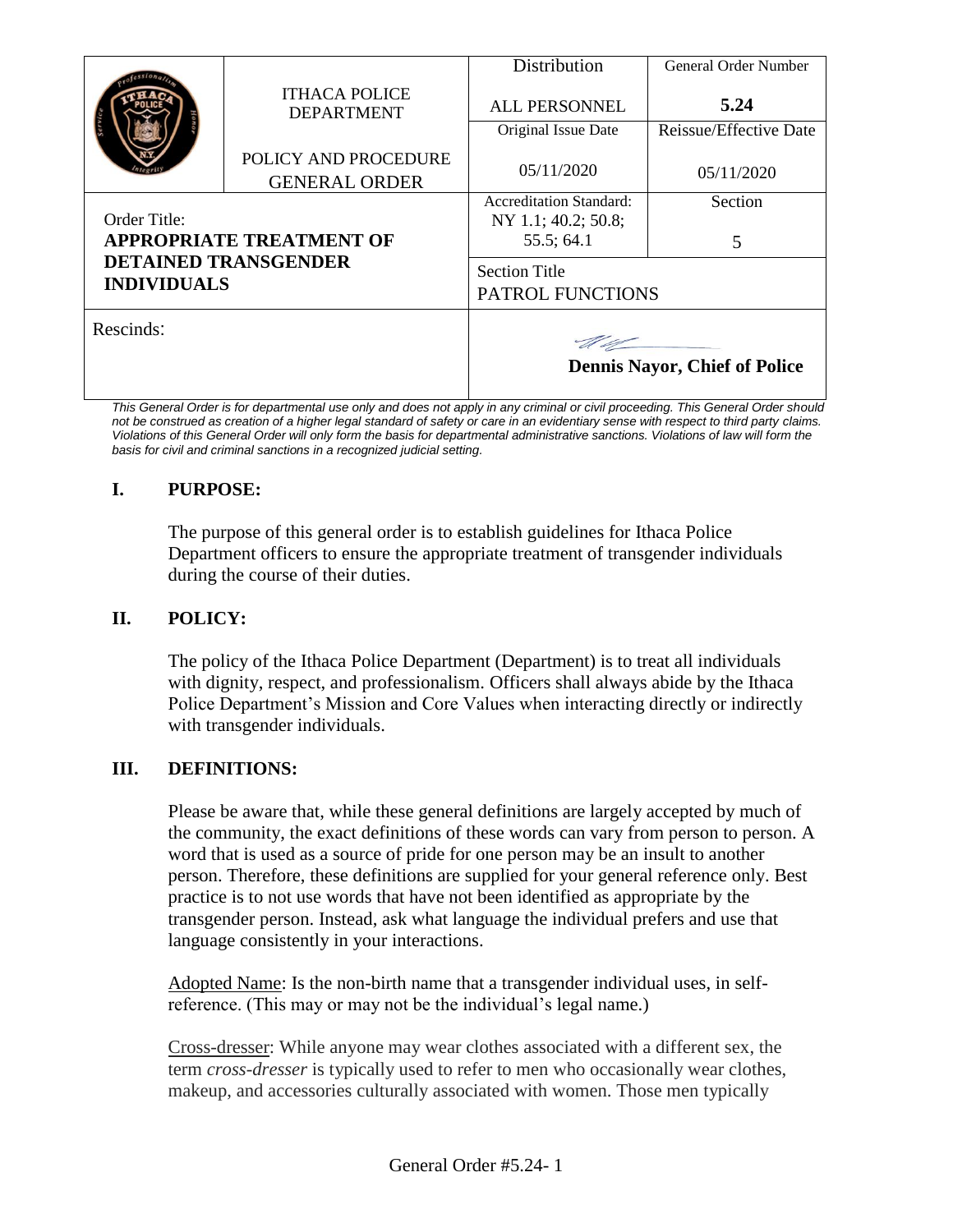| | ITHACA POLICE DEPARTMENT | Distribution | General Order Number |
|---|---|---|---|
| | | ALL PERSONNEL | **5.24** |
| | POLICY AND PROCEDURE GENERAL ORDER | Original Issue Date | Reissue/Effective Date |
| | | 05/11/2020 | 05/11/2020 |
| Order Title: **APPROPRIATE TREATMENT OF DETAINED TRANSGENDER INDIVIDUALS** | | Accreditation Standard: NY 1.1; 40.2; 50.8; 55.5; 64.1 | Section 5 |
| | | Section Title PATROL FUNCTIONS | |
| Rescinds: | | **Dennis Nayor, Chief of Police** | |

*This General Order is for departmental use only and does not apply in any criminal or civil proceeding. This General Order should not be construed as creation of a higher legal standard of safety or care in an evidentiary sense with respect to third party claims. Violations of this General Order will only form the basis for departmental administrative sanctions. Violations of law will form the basis for civil and criminal sanctions in a recognized judicial setting.*

## I. PURPOSE:

The purpose of this general order is to establish guidelines for Ithaca Police Department officers to ensure the appropriate treatment of transgender individuals during the course of their duties.

## II. POLICY:

The policy of the Ithaca Police Department (Department) is to treat all individuals with dignity, respect, and professionalism. Officers shall always abide by the Ithaca Police Department's Mission and Core Values when interacting directly or indirectly with transgender individuals.

## III. DEFINITIONS:

Please be aware that, while these general definitions are largely accepted by much of the community, the exact definitions of these words can vary from person to person. A word that is used as a source of pride for one person may be an insult to another person. Therefore, these definitions are supplied for your general reference only. Best practice is to not use words that have not been identified as appropriate by the transgender person. Instead, ask what language the individual prefers and use that language consistently in your interactions.

Adopted Name: Is the non-birth name that a transgender individual uses, in self-reference. (This may or may not be the individual's legal name.)

Cross-dresser: While anyone may wear clothes associated with a different sex, the term *cross-dresser* is typically used to refer to men who occasionally wear clothes, makeup, and accessories culturally associated with women. Those men typically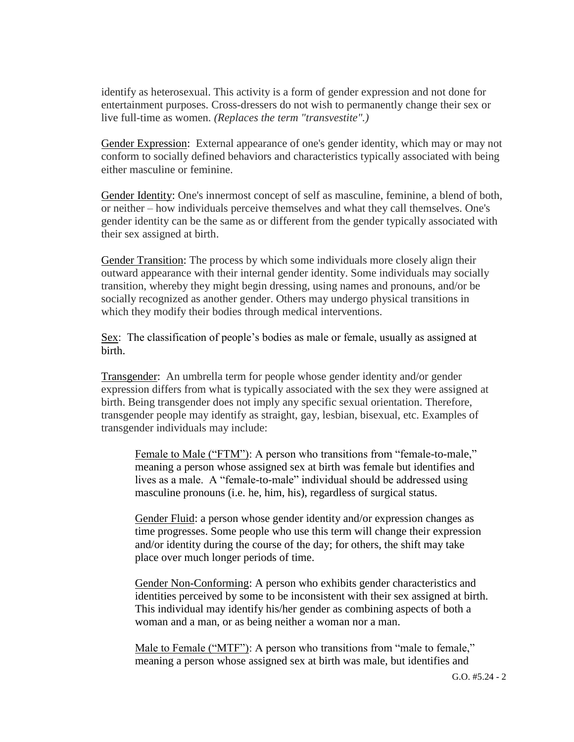identify as heterosexual. This activity is a form of gender expression and not done for entertainment purposes. Cross-dressers do not wish to permanently change their sex or live full-time as women. *(Replaces the term "transvestite".)*

<u>Gender Expression</u>: External appearance of one's gender identity, which may or may not conform to socially defined behaviors and characteristics typically associated with being either masculine or feminine.

<u>Gender Identity</u>: One's innermost concept of self as masculine, feminine, a blend of both, or neither – how individuals perceive themselves and what they call themselves. One's gender identity can be the same as or different from the gender typically associated with their sex assigned at birth.

<u>Gender Transition</u>: The process by which some individuals more closely align their outward appearance with their internal gender identity. Some individuals may socially transition, whereby they might begin dressing, using names and pronouns, and/or be socially recognized as another gender. Others may undergo physical transitions in which they modify their bodies through medical interventions.

<u>Sex</u>: The classification of people's bodies as male or female, usually as assigned at birth.

<u>Transgender</u>: An umbrella term for people whose gender identity and/or gender expression differs from what is typically associated with the sex they were assigned at birth. Being transgender does not imply any specific sexual orientation. Therefore, transgender people may identify as straight, gay, lesbian, bisexual, etc. Examples of transgender individuals may include:

> <u>Female to Male ("FTM")</u>: A person who transitions from "female-to-male," meaning a person whose assigned sex at birth was female but identifies and lives as a male. A "female-to-male" individual should be addressed using masculine pronouns (i.e. he, him, his), regardless of surgical status.
>
> <u>Gender Fluid</u>: a person whose gender identity and/or expression changes as time progresses. Some people who use this term will change their expression and/or identity during the course of the day; for others, the shift may take place over much longer periods of time.
>
> <u>Gender Non-Conforming</u>: A person who exhibits gender characteristics and identities perceived by some to be inconsistent with their sex assigned at birth. This individual may identify his/her gender as combining aspects of both a woman and a man, or as being neither a woman nor a man.
>
> <u>Male to Female ("MTF")</u>: A person who transitions from "male to female," meaning a person whose assigned sex at birth was male, but identifies and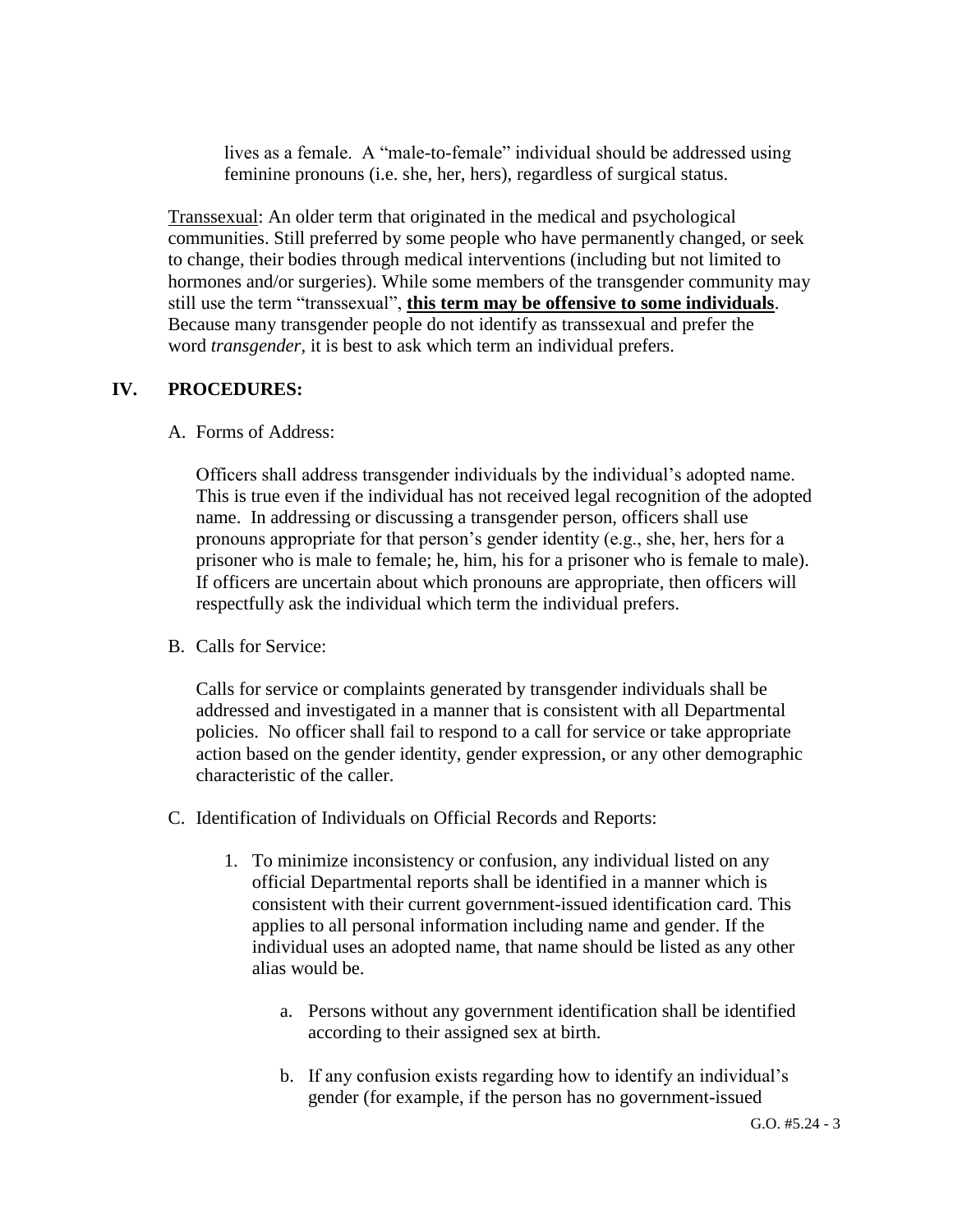lives as a female. A "male-to-female" individual should be addressed using feminine pronouns (i.e. she, her, hers), regardless of surgical status.

Transsexual: An older term that originated in the medical and psychological communities. Still preferred by some people who have permanently changed, or seek to change, their bodies through medical interventions (including but not limited to hormones and/or surgeries). While some members of the transgender community may still use the term "transsexual", **<u>this term may be offensive to some individuals</u>**. Because many transgender people do not identify as transsexual and prefer the word *transgender,* it is best to ask which term an individual prefers.

## IV. PROCEDURES:

A. Forms of Address:

Officers shall address transgender individuals by the individual's adopted name. This is true even if the individual has not received legal recognition of the adopted name. In addressing or discussing a transgender person, officers shall use pronouns appropriate for that person's gender identity (e.g., she, her, hers for a prisoner who is male to female; he, him, his for a prisoner who is female to male). If officers are uncertain about which pronouns are appropriate, then officers will respectfully ask the individual which term the individual prefers.

B. Calls for Service:

Calls for service or complaints generated by transgender individuals shall be addressed and investigated in a manner that is consistent with all Departmental policies. No officer shall fail to respond to a call for service or take appropriate action based on the gender identity, gender expression, or any other demographic characteristic of the caller.

C. Identification of Individuals on Official Records and Reports:

1. To minimize inconsistency or confusion, any individual listed on any official Departmental reports shall be identified in a manner which is consistent with their current government-issued identification card. This applies to all personal information including name and gender. If the individual uses an adopted name, that name should be listed as any other alias would be.

   a. Persons without any government identification shall be identified according to their assigned sex at birth.

   b. If any confusion exists regarding how to identify an individual's gender (for example, if the person has no government-issued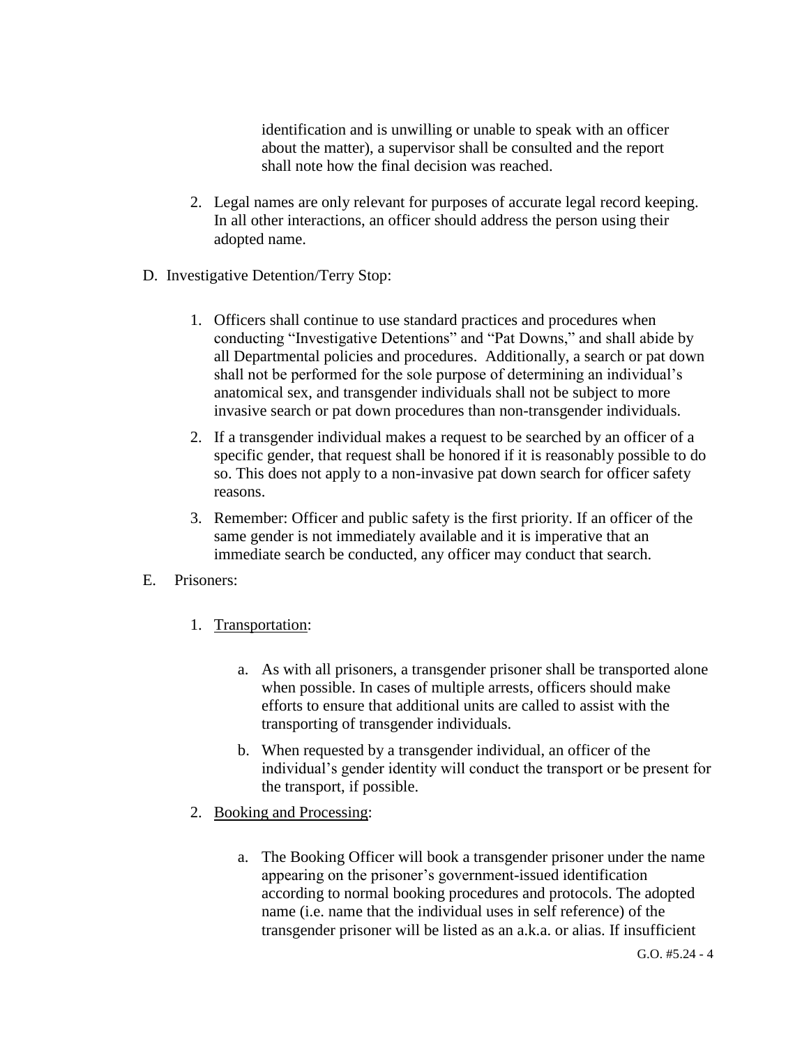identification and is unwilling or unable to speak with an officer about the matter), a supervisor shall be consulted and the report shall note how the final decision was reached.

2. Legal names are only relevant for purposes of accurate legal record keeping. In all other interactions, an officer should address the person using their adopted name.

D. Investigative Detention/Terry Stop:

1. Officers shall continue to use standard practices and procedures when conducting "Investigative Detentions" and "Pat Downs," and shall abide by all Departmental policies and procedures. Additionally, a search or pat down shall not be performed for the sole purpose of determining an individual's anatomical sex, and transgender individuals shall not be subject to more invasive search or pat down procedures than non-transgender individuals.

2. If a transgender individual makes a request to be searched by an officer of a specific gender, that request shall be honored if it is reasonably possible to do so. This does not apply to a non-invasive pat down search for officer safety reasons.

3. Remember: Officer and public safety is the first priority. If an officer of the same gender is not immediately available and it is imperative that an immediate search be conducted, any officer may conduct that search.

E. Prisoners:

1. Transportation:

   a. As with all prisoners, a transgender prisoner shall be transported alone when possible. In cases of multiple arrests, officers should make efforts to ensure that additional units are called to assist with the transporting of transgender individuals.

   b. When requested by a transgender individual, an officer of the individual's gender identity will conduct the transport or be present for the transport, if possible.

2. Booking and Processing:

   a. The Booking Officer will book a transgender prisoner under the name appearing on the prisoner's government-issued identification according to normal booking procedures and protocols. The adopted name (i.e. name that the individual uses in self reference) of the transgender prisoner will be listed as an a.k.a. or alias. If insufficient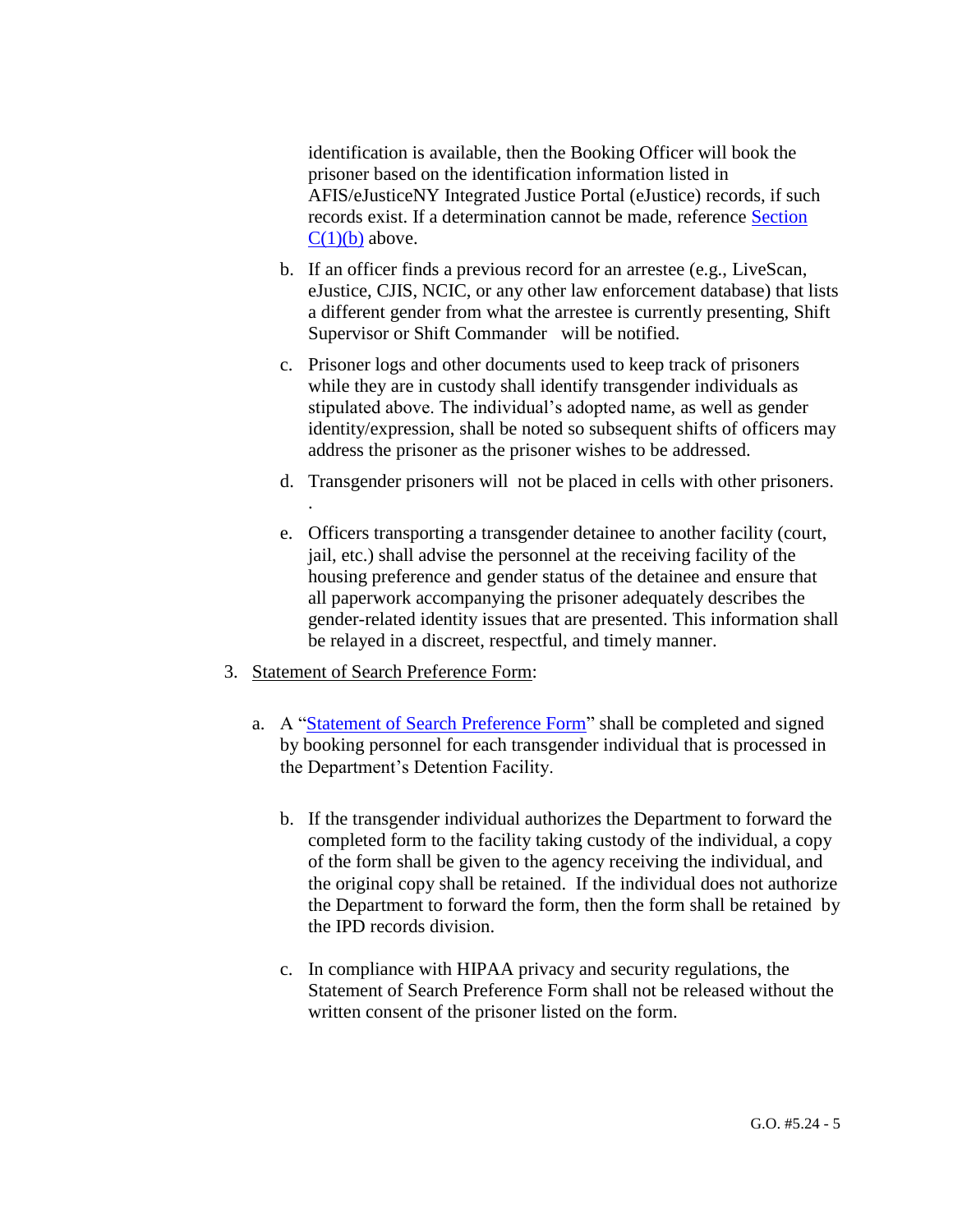identification is available, then the Booking Officer will book the prisoner based on the identification information listed in AFIS/eJusticeNY Integrated Justice Portal (eJustice) records, if such records exist. If a determination cannot be made, reference Section C(1)(b) above.

b. If an officer finds a previous record for an arrestee (e.g., LiveScan, eJustice, CJIS, NCIC, or any other law enforcement database) that lists a different gender from what the arrestee is currently presenting, Shift Supervisor or Shift Commander will be notified.

c. Prisoner logs and other documents used to keep track of prisoners while they are in custody shall identify transgender individuals as stipulated above. The individual's adopted name, as well as gender identity/expression, shall be noted so subsequent shifts of officers may address the prisoner as the prisoner wishes to be addressed.

d. Transgender prisoners will not be placed in cells with other prisoners. .

e. Officers transporting a transgender detainee to another facility (court, jail, etc.) shall advise the personnel at the receiving facility of the housing preference and gender status of the detainee and ensure that all paperwork accompanying the prisoner adequately describes the gender-related identity issues that are presented. This information shall be relayed in a discreet, respectful, and timely manner.

3. Statement of Search Preference Form:

   a. A "Statement of Search Preference Form" shall be completed and signed by booking personnel for each transgender individual that is processed in the Department's Detention Facility.

   b. If the transgender individual authorizes the Department to forward the completed form to the facility taking custody of the individual, a copy of the form shall be given to the agency receiving the individual, and the original copy shall be retained. If the individual does not authorize the Department to forward the form, then the form shall be retained by the IPD records division.

   c. In compliance with HIPAA privacy and security regulations, the Statement of Search Preference Form shall not be released without the written consent of the prisoner listed on the form.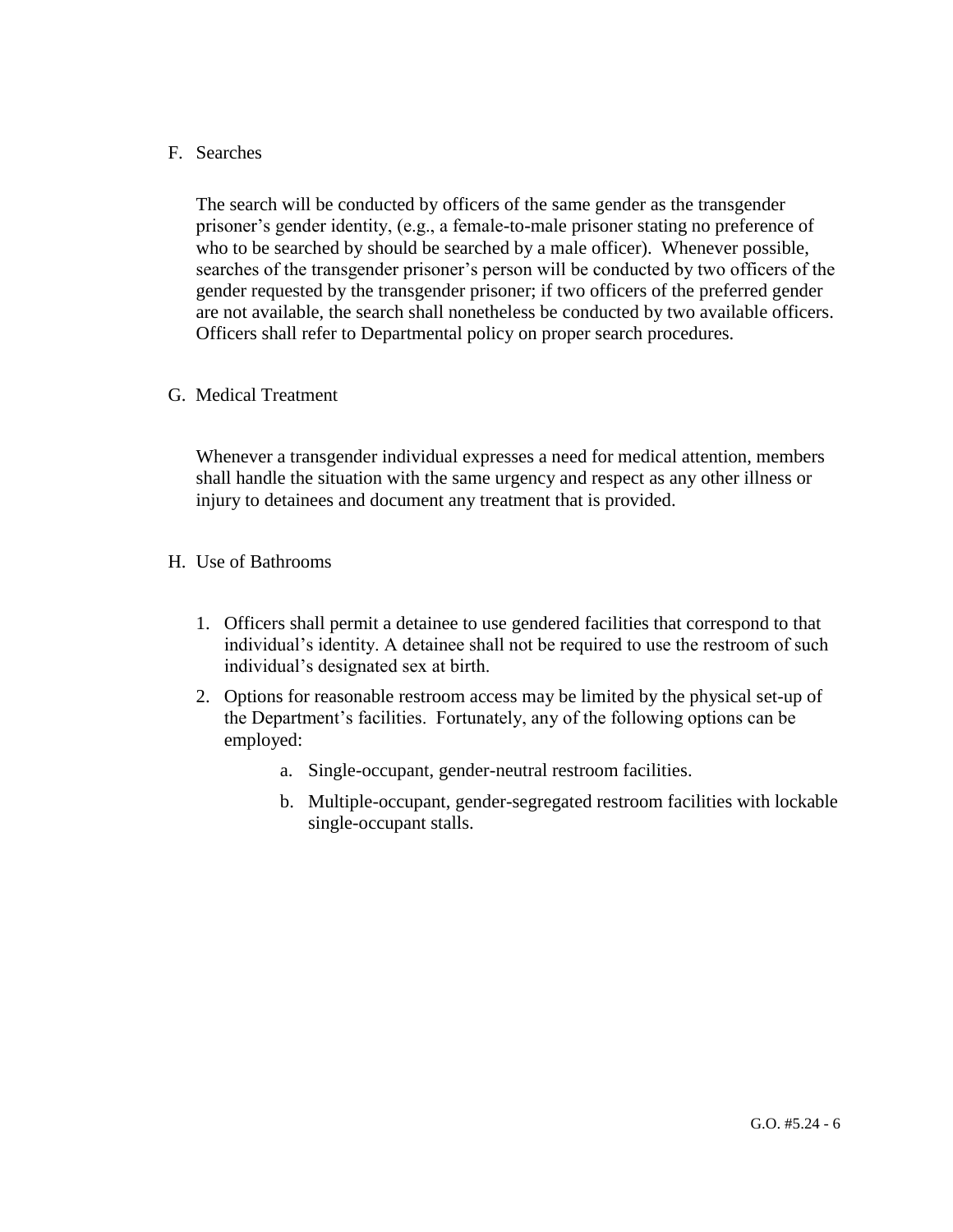## F. Searches

The search will be conducted by officers of the same gender as the transgender prisoner's gender identity, (e.g., a female-to-male prisoner stating no preference of who to be searched by should be searched by a male officer). Whenever possible, searches of the transgender prisoner's person will be conducted by two officers of the gender requested by the transgender prisoner; if two officers of the preferred gender are not available, the search shall nonetheless be conducted by two available officers. Officers shall refer to Departmental policy on proper search procedures.

## G. Medical Treatment

Whenever a transgender individual expresses a need for medical attention, members shall handle the situation with the same urgency and respect as any other illness or injury to detainees and document any treatment that is provided.

## H. Use of Bathrooms

1. Officers shall permit a detainee to use gendered facilities that correspond to that individual's identity. A detainee shall not be required to use the restroom of such individual's designated sex at birth.
2. Options for reasonable restroom access may be limited by the physical set-up of the Department's facilities. Fortunately, any of the following options can be employed:
   a. Single-occupant, gender-neutral restroom facilities.
   b. Multiple-occupant, gender-segregated restroom facilities with lockable single-occupant stalls.